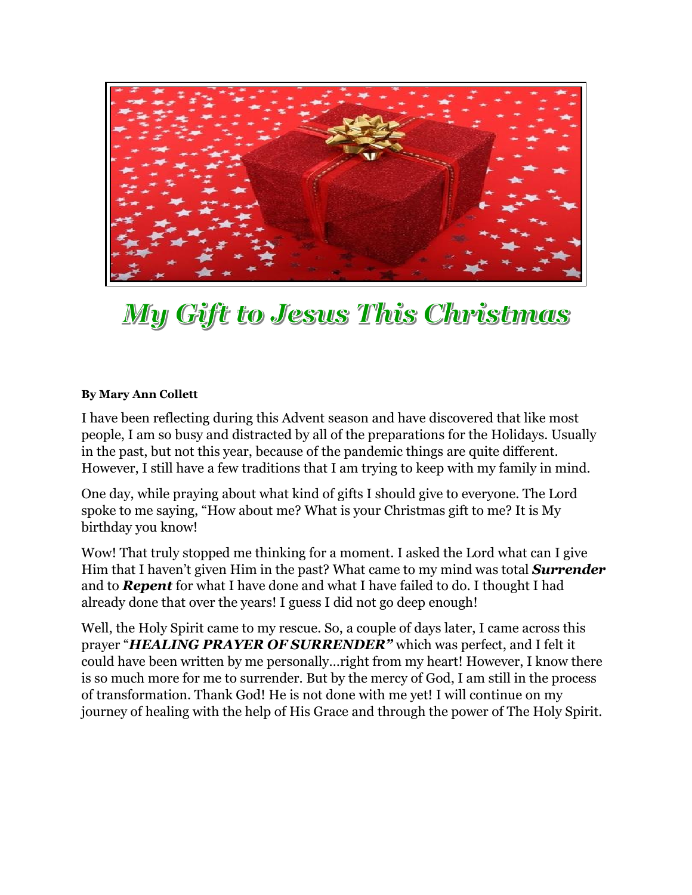# My Gift to Jesus This Christmas

**By Mary Ann Collett**

I have been reflecting during this Advent season and have discovered that like most people, I am so busy and distracted by all of the preparations for the Holidays. Usually in the past, but not this year, because of the pandemic things are quite different. However, I still have a few traditions that I am trying to keep with my family in mind.

One day, while praying about what kind of gifts I should give to everyone. The Lord spoke to me saying, "How about me? What is your Christmas gift to me? It is My birthday you know!

Wow! That truly stopped me thinking for a moment. I asked the Lord what can I give Him that I haven't given Him in the past? What came to my mind was total ***Surrender*** and to ***Repent*** for what I have done and what I have failed to do. I thought I had already done that over the years! I guess I did not go deep enough!

Well, the Holy Spirit came to my rescue. So, a couple of days later, I came across this prayer "***HEALING PRAYER OF SURRENDER"*** which was perfect, and I felt it could have been written by me personally…right from my heart! However, I know there is so much more for me to surrender. But by the mercy of God, I am still in the process of transformation. Thank God! He is not done with me yet! I will continue on my journey of healing with the help of His Grace and through the power of The Holy Spirit.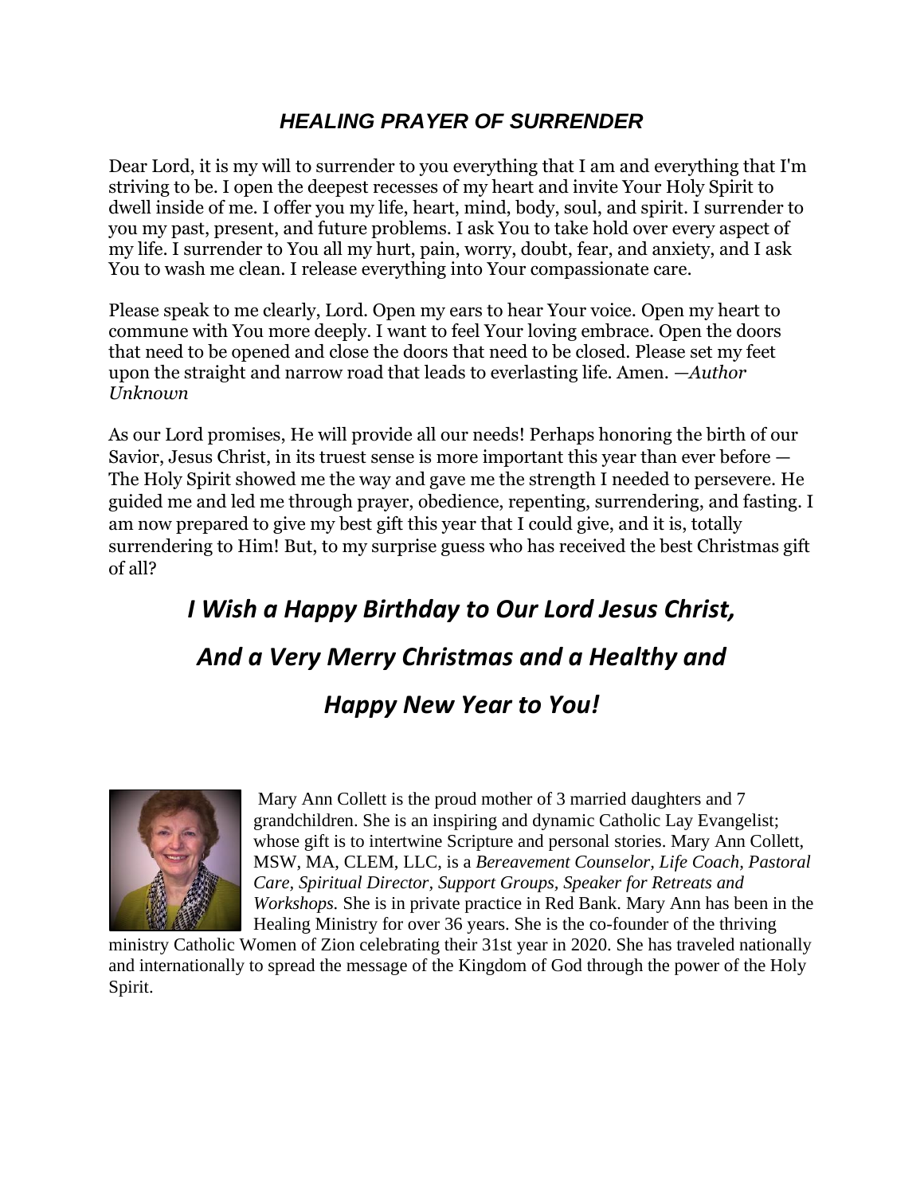### ***HEALING PRAYER OF SURRENDER***

Dear Lord, it is my will to surrender to you everything that I am and everything that I'm striving to be. I open the deepest recesses of my heart and invite Your Holy Spirit to dwell inside of me. I offer you my life, heart, mind, body, soul, and spirit. I surrender to you my past, present, and future problems. I ask You to take hold over every aspect of my life. I surrender to You all my hurt, pain, worry, doubt, fear, and anxiety, and I ask You to wash me clean. I release everything into Your compassionate care.

Please speak to me clearly, Lord. Open my ears to hear Your voice. Open my heart to commune with You more deeply. I want to feel Your loving embrace. Open the doors that need to be opened and close the doors that need to be closed. Please set my feet upon the straight and narrow road that leads to everlasting life. Amen. *—Author Unknown*

As our Lord promises, He will provide all our needs! Perhaps honoring the birth of our Savior, Jesus Christ, in its truest sense is more important this year than ever before — The Holy Spirit showed me the way and gave me the strength I needed to persevere. He guided me and led me through prayer, obedience, repenting, surrendering, and fasting. I am now prepared to give my best gift this year that I could give, and it is, totally surrendering to Him! But, to my surprise guess who has received the best Christmas gift of all?

***I Wish a Happy Birthday to Our Lord Jesus Christ,***

***And a Very Merry Christmas and a Healthy and***

***Happy New Year to You!***

Mary Ann Collett is the proud mother of 3 married daughters and 7 grandchildren. She is an inspiring and dynamic Catholic Lay Evangelist; whose gift is to intertwine Scripture and personal stories. Mary Ann Collett, MSW, MA, CLEM, LLC, is a *Bereavement Counselor, Life Coach, Pastoral Care, Spiritual Director, Support Groups, Speaker for Retreats and Workshops.* She is in private practice in Red Bank. Mary Ann has been in the Healing Ministry for over 36 years. She is the co-founder of the thriving ministry Catholic Women of Zion celebrating their 31st year in 2020. She has traveled nationally and internationally to spread the message of the Kingdom of God through the power of the Holy Spirit.